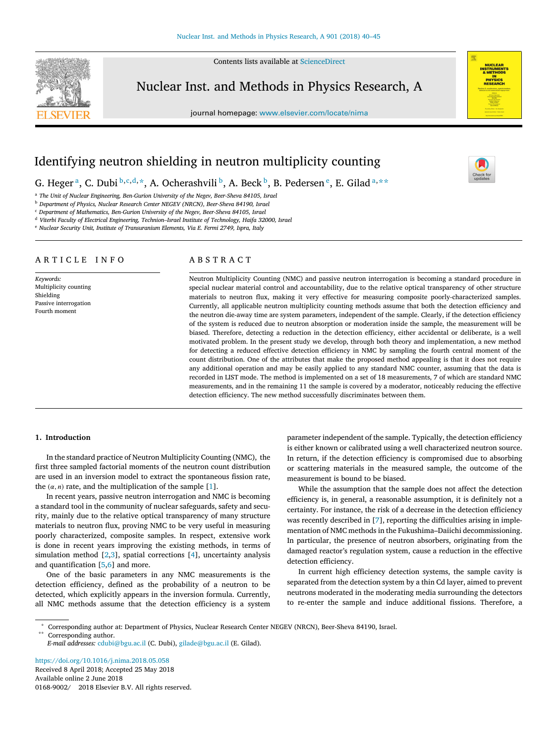# Identifying neutron shielding in neutron multiplicity counting

G. Heger [a], C. Dubi [b,c,d,*], A. Ocherashvili [b], A. Beck [b], B. Pedersen [e], E. Gilad [a,**]

[a] *The Unit of Nuclear Engineering, Ben-Gurion University of the Negev, Beer-Sheva 84105, Israel*
[b] *Department of Physics, Nuclear Research Center NEGEV (NRCN), Beer-Sheva 84190, Israel*
[c] *Department of Mathematics, Ben-Gurion University of the Negev, Beer-Sheva 84105, Israel*
[d] *Viterbi Faculty of Electrical Engineering, Technion–Israel Institute of Technology, Haifa 32000, Israel*
[e] *Nuclear Security Unit, Institute of Transuranium Elements, Via E. Fermi 2749, Ispra, Italy*

## ARTICLE INFO

*Keywords:*
Multiplicity counting
Shielding
Passive interrogation
Fourth moment

## ABSTRACT

Neutron Multiplicity Counting (NMC) and passive neutron interrogation is becoming a standard procedure in special nuclear material control and accountability, due to the relative optical transparency of other structure materials to neutron flux, making it very effective for measuring composite poorly-characterized samples. Currently, all applicable neutron multiplicity counting methods assume that both the detection efficiency and the neutron die-away time are system parameters, independent of the sample. Clearly, if the detection efficiency of the system is reduced due to neutron absorption or moderation inside the sample, the measurement will be biased. Therefore, detecting a reduction in the detection efficiency, either accidental or deliberate, is a well motivated problem. In the present study we develop, through both theory and implementation, a new method for detecting a reduced effective detection efficiency in NMC by sampling the fourth central moment of the count distribution. One of the attributes that make the proposed method appealing is that it does not require any additional operation and may be easily applied to any standard NMC counter, assuming that the data is recorded in LIST mode. The method is implemented on a set of 18 measurements, 7 of which are standard NMC measurements, and in the remaining 11 the sample is covered by a moderator, noticeably reducing the effective detection efficiency. The new method successfully discriminates between them.

## 1. Introduction

In the standard practice of Neutron Multiplicity Counting (NMC), the first three sampled factorial moments of the neutron count distribution are used in an inversion model to extract the spontaneous fission rate, the $(\alpha, n)$ rate, and the multiplication of the sample [1].

In recent years, passive neutron interrogation and NMC is becoming a standard tool in the community of nuclear safeguards, safety and security, mainly due to the relative optical transparency of many structure materials to neutron flux, proving NMC to be very useful in measuring poorly characterized, composite samples. In respect, extensive work is done in recent years improving the existing methods, in terms of simulation method [2,3], spatial corrections [4], uncertainty analysis and quantification [5,6] and more.

One of the basic parameters in any NMC measurements is the detection efficiency, defined as the probability of a neutron to be detected, which explicitly appears in the inversion formula. Currently, all NMC methods assume that the detection efficiency is a system parameter independent of the sample. Typically, the detection efficiency is either known or calibrated using a well characterized neutron source. In return, if the detection efficiency is compromised due to absorbing or scattering materials in the measured sample, the outcome of the measurement is bound to be biased.

While the assumption that the sample does not affect the detection efficiency is, in general, a reasonable assumption, it is definitely not a certainty. For instance, the risk of a decrease in the detection efficiency was recently described in [7], reporting the difficulties arising in implementation of NMC methods in the Fukushima–Daiichi decommissioning. In particular, the presence of neutron absorbers, originating from the damaged reactor's regulation system, cause a reduction in the effective detection efficiency.

In current high efficiency detection systems, the sample cavity is separated from the detection system by a thin Cd layer, aimed to prevent neutrons moderated in the moderating media surrounding the detectors to re-enter the sample and induce additional fissions. Therefore, a

---

\* Corresponding author at: Department of Physics, Nuclear Research Center NEGEV (NRCN), Beer-Sheva 84190, Israel.
\*\* Corresponding author.
*E-mail addresses:* cdubi@bgu.ac.il (C. Dubi), gilade@bgu.ac.il (E. Gilad).

https://doi.org/10.1016/j.nima.2018.05.058
Received 8 April 2018; Accepted 25 May 2018
Available online 2 June 2018
0168-9002/ © 2018 Elsevier B.V. All rights reserved.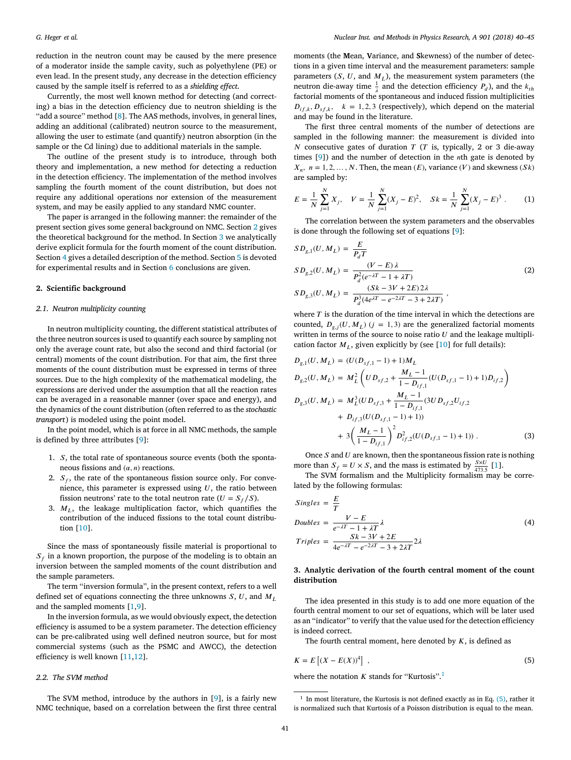reduction in the neutron count may be caused by the mere presence of a moderator inside the sample cavity, such as polyethylene (PE) or even lead. In the present study, any decrease in the detection efficiency caused by the sample itself is referred to as a *shielding effect*.

Currently, the most well known method for detecting (and correcting) a bias in the detection efficiency due to neutron shielding is the "add a source" method [8]. The AAS methods, involves, in general lines, adding an additional (calibrated) neutron source to the measurement, allowing the user to estimate (and quantify) neutron absorption (in the sample or the Cd lining) due to additional materials in the sample.

The outline of the present study is to introduce, through both theory and implementation, a new method for detecting a reduction in the detection efficiency. The implementation of the method involves sampling the fourth moment of the count distribution, but does not require any additional operations nor extension of the measurement system, and may be easily applied to any standard NMC counter.

The paper is arranged in the following manner: the remainder of the present section gives some general background on NMC. Section 2 gives the theoretical background for the method. In Section 3 we analytically derive explicit formula for the fourth moment of the count distribution. Section 4 gives a detailed description of the method. Section 5 is devoted for experimental results and in Section 6 conclusions are given.

## 2. Scientific background

### 2.1. Neutron multiplicity counting

In neutron multiplicity counting, the different statistical attributes of the three neutron sources is used to quantify each source by sampling not only the average count rate, but also the second and third factorial (or central) moments of the count distribution. For that aim, the first three moments of the count distribution must be expressed in terms of three sources. Due to the high complexity of the mathematical modeling, the expressions are derived under the assumption that all the reaction rates can be averaged in a reasonable manner (over space and energy), and the dynamics of the count distribution (often referred to as the *stochastic transport*) is modeled using the point model.

In the point model, which is at force in all NMC methods, the sample is defined by three attributes [9]:

1. $S$, the total rate of spontaneous source events (both the spontaneous fissions and $(\alpha, n)$ reactions.
2. $S_f$, the rate of the spontaneous fission source only. For convenience, this parameter is expressed using $U$, the ratio between fission neutrons' rate to the total neutron rate ($U = S_f/S$).
3. $M_L$, the leakage multiplication factor, which quantifies the contribution of the induced fissions to the total count distribution [10].

Since the mass of spontaneously fissile material is proportional to $S_f$ in a known proportion, the purpose of the modeling is to obtain an inversion between the sampled moments of the count distribution and the sample parameters.

The term "inversion formula", in the present context, refers to a well defined set of equations connecting the three unknowns $S$, $U$, and $M_L$ and the sampled moments [1,9].

In the inversion formula, as we would obviously expect, the detection efficiency is assumed to be a system parameter. The detection efficiency can be pre-calibrated using well defined neutron source, but for most commercial systems (such as the PSMC and AWCC), the detection efficiency is well known [11,12].

### 2.2. The SVM method

The SVM method, introduce by the authors in [9], is a fairly new NMC technique, based on a correlation between the first three central moments (the **M**ean, **V**ariance, and **S**kewness) of the number of detections in a given time interval and the measurement parameters: sample parameters ($S$, $U$, and $M_L$), the measurement system parameters (the neutron die-away time $\frac{1}{\lambda}$ and the detection efficiency $P_d$), and the $k_{th}$ factorial moments of the spontaneous and induced fission multiplicities $D_{if,k}, D_{sf,k}$, $\ k = 1, 2, 3$ (respectively), which depend on the material and may be found in the literature.

The first three central moments of the number of detections are sampled in the following manner: the measurement is divided into $N$ consecutive gates of duration $T$ ($T$ is, typically, 2 or 3 die-away times [9]) and the number of detection in the $n$th gate is denoted by $X_n$, $n = 1, 2, \dots, N$. Then, the mean ($E$), variance ($V$) and skewness ($Sk$) are sampled by:

$$E = \frac{1}{N}\sum_{j=1}^{N} X_j, \quad V = \frac{1}{N}\sum_{j=1}^{N}(X_j - E)^2, \quad Sk = \frac{1}{N}\sum_{j=1}^{N}(X_j - E)^3 \ . \tag{1}$$

The correlation between the system parameters and the observables is done through the following set of equations [9]:

$$\begin{aligned}
SD_{g,1}(U, M_L) &= \frac{E}{P_d T} \\
SD_{g,2}(U, M_L) &= \frac{(V - E)\,\lambda}{P_d^2(e^{-\lambda T} - 1 + \lambda T)} \\
SD_{g,3}(U, M_L) &= \frac{(Sk - 3V + 2E)\,2\lambda}{P_d^3(4e^{\lambda T} - e^{-2\lambda T} - 3 + 2\lambda T)} \ ,
\end{aligned} \tag{2}$$

where $T$ is the duration of the time interval in which the detections are counted, $D_{g,j}(U, M_L)$ ($j = 1, 3$) are the generalized factorial moments written in terms of the source to noise ratio $U$ and the leakage multiplication factor $M_L$, given explicitly by (see [10] for full details):

$$\begin{aligned}
D_{g,1}(U, M_L) &= (U(D_{sf,1} - 1) + 1)M_L \\
D_{g,2}(U, M_L) &= M_L^2\left(UD_{sf,2} + \frac{M_L - 1}{1 - D_{if,1}}(U(D_{sf,1} - 1) + 1)D_{if,2}\right) \\
D_{g,3}(U, M_L) &= M_L^3(UD_{sf,3} + \frac{M_L - 1}{1 - D_{if,1}}(3UD_{sf,2}U_{if,2} \\
&\quad + D_{if,3}(U(D_{sf,1} - 1) + 1)) \\
&\quad + 3\left(\frac{M_L - 1}{1 - D_{if,1}}\right)^2 D_{if,2}^2(U(D_{sf,1} - 1) + 1)) \ .
\end{aligned} \tag{3}$$

Once $S$ and $U$ are known, then the spontaneous fission rate is nothing more than $S_f = U \times S$, and the mass is estimated by $\frac{S \times U}{473.5}$ [1].

The SVM formalism and the Multiplicity formalism may be correlated by the following formulas:

$$\begin{aligned}
Singles &= \frac{E}{T} \\
Doubles &= \frac{V - E}{e^{-\lambda T} - 1 + \lambda T}\lambda \\
Triples &= \frac{Sk - 3V + 2E}{4e^{-\lambda T} - e^{-2\lambda T} - 3 + 2\lambda T}2\lambda
\end{aligned} \tag{4}$$

## 3. Analytic derivation of the fourth central moment of the count distribution

The idea presented in this study is to add one more equation of the fourth central moment to our set of equations, which will be later used as an "indicator" to verify that the value used for the detection efficiency is indeed correct.

The fourth central moment, here denoted by $K$, is defined as

$$K = E\left[(X - E(X))^4\right] \ , \tag{5}$$

where the notation $K$ stands for "Kurtosis".[1]

[1] In most literature, the Kurtosis is not defined exactly as in Eq. (5), rather it is normalized such that Kurtosis of a Poisson distribution is equal to the mean.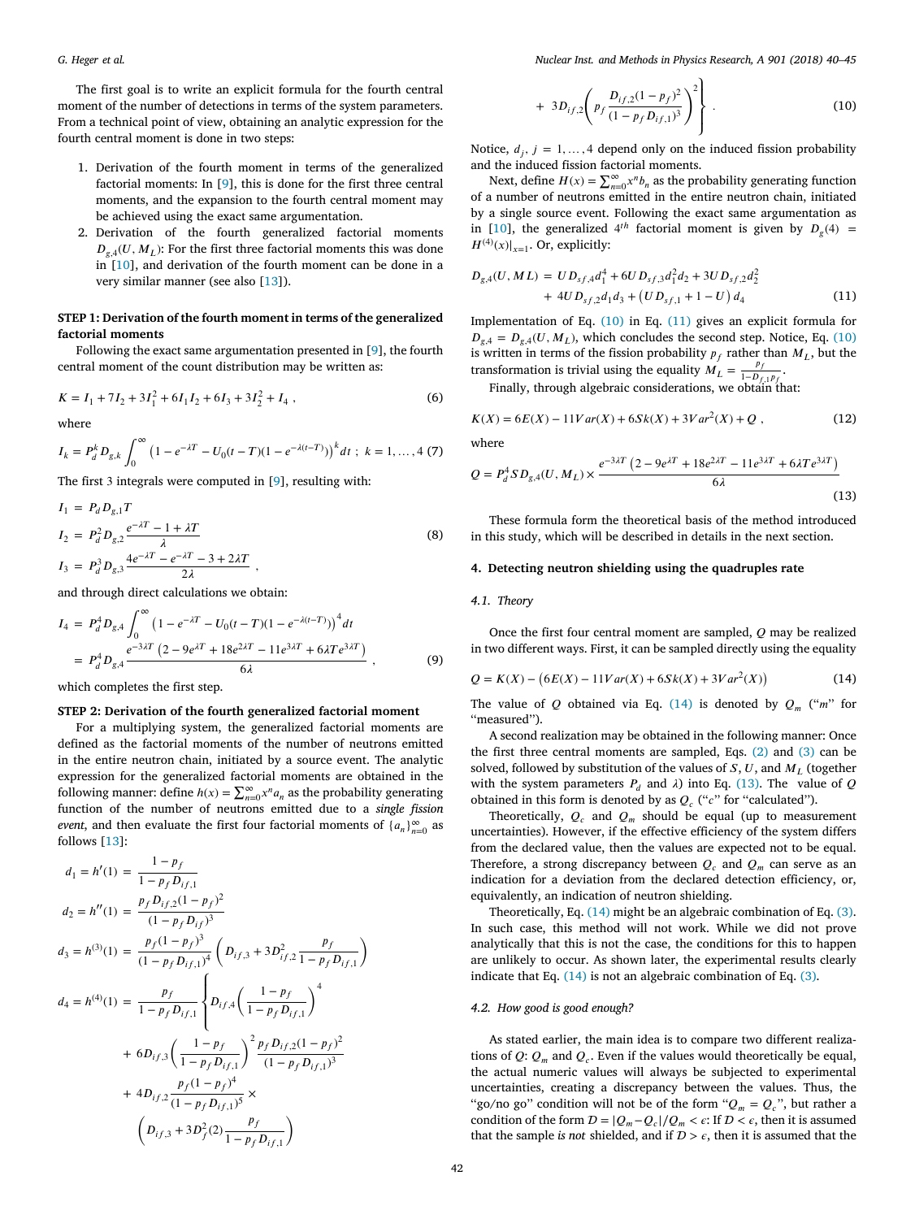The first goal is to write an explicit formula for the fourth central moment of the number of detections in terms of the system parameters. From a technical point of view, obtaining an analytic expression for the fourth central moment is done in two steps:

1. Derivation of the fourth moment in terms of the generalized factorial moments: In [9], this is done for the first three central moments, and the expansion to the fourth central moment may be achieved using the exact same argumentation.
2. Derivation of the fourth generalized factorial moments $D_{g,4}(U, M_L)$: For the first three factorial moments this was done in [10], and derivation of the fourth moment can be done in a very similar manner (see also [13]).

**STEP 1: Derivation of the fourth moment in terms of the generalized factorial moments**

Following the exact same argumentation presented in [9], the fourth central moment of the count distribution may be written as:

$$K = I_1 + 7I_2 + 3I_1^2 + 6I_1I_2 + 6I_3 + 3I_2^2 + I_4 \; , \tag{6}$$

where

$$I_k = P_d^k D_{g,k} \int_0^\infty \left(1 - e^{-\lambda T} - U_0(t-T)(1 - e^{-\lambda(t-T)})\right)^k dt \; ; \; k = 1, \dots, 4 \tag{7}$$

The first 3 integrals were computed in [9], resulting with:

$$\begin{aligned} I_1 &= P_d D_{g,1} T \\ I_2 &= P_d^2 D_{g,2} \frac{e^{-\lambda T} - 1 + \lambda T}{\lambda} \\ I_3 &= P_d^3 D_{g,3} \frac{4e^{-\lambda T} - e^{-\lambda T} - 3 + 2\lambda T}{2\lambda} \; , \end{aligned} \tag{8}$$

and through direct calculations we obtain:

$$\begin{aligned} I_4 &= P_d^4 D_{g,4} \int_0^\infty \left(1 - e^{-\lambda T} - U_0(t-T)(1 - e^{-\lambda(t-T)})\right)^4 dt \\ &= P_d^4 D_{g,4} \frac{e^{-3\lambda T}\left(2 - 9e^{\lambda T} + 18e^{2\lambda T} - 11e^{3\lambda T} + 6\lambda T e^{3\lambda T}\right)}{6\lambda} \; , \end{aligned} \tag{9}$$

which completes the first step.

**STEP 2: Derivation of the fourth generalized factorial moment**

For a multiplying system, the generalized factorial moments are defined as the factorial moments of the number of neutrons emitted in the entire neutron chain, initiated by a source event. The analytic expression for the generalized factorial moments are obtained in the following manner: define $h(x) = \sum_{n=0}^{\infty} x^n a_n$ as the probability generating function of the number of neutrons emitted due to a *single fission event*, and then evaluate the first four factorial moments of $\{a_n\}_{n=0}^{\infty}$ as follows [13]:

$$\begin{aligned} d_1 = h'(1) &= \frac{1 - p_f}{1 - p_f D_{if,1}} \\ d_2 = h''(1) &= \frac{p_f D_{if,2}(1-p_f)^2}{(1 - p_f D_{if})^3} \\ d_3 = h^{(3)}(1) &= \frac{p_f (1-p_f)^3}{(1 - p_f D_{if,1})^4} \left( D_{if,3} + 3D_{if,2}^2 \frac{p_f}{1 - p_f D_{if,1}} \right) \\ d_4 = h^{(4)}(1) &= \frac{p_f}{1 - p_f D_{if,1}} \Bigg\{ D_{if,4} \left( \frac{1-p_f}{1 - p_f D_{if,1}} \right)^4 \\ &+ 6D_{if,3} \left( \frac{1-p_f}{1 - p_f D_{if,1}} \right)^2 \frac{p_f D_{if,2}(1-p_f)^2}{(1 - p_f D_{if,1})^3} \\ &+ 4D_{if,2} \frac{p_f (1-p_f)^4}{(1 - p_f D_{if,1})^5} \times \\ &\left( D_{if,3} + 3D_f^2(2) \frac{p_f}{1 - p_f D_{if,1}} \right) \\ &+ 3D_{if,2} \left( p_f \frac{D_{if,2}(1-p_f)^2}{(1 - p_f D_{if,1})^3} \right)^2 \Bigg\} \; . \end{aligned} \tag{10}$$

Notice, $d_j$, $j = 1, \dots, 4$ depend only on the induced fission probability and the induced fission factorial moments.

Next, define $H(x) = \sum_{n=0}^{\infty} x^n b_n$ as the probability generating function of a number of neutrons emitted in the entire neutron chain, initiated by a single source event. Following the exact same argumentation as in [10], the generalized $4^{th}$ factorial moment is given by $D_g(4) = H^{(4)}(x)|_{x=1}$. Or, explicitly:

$$\begin{aligned} D_{g,4}(U, ML) = \; & UD_{sf,4}d_1^4 + 6UD_{sf,3}d_1^2 d_2 + 3UD_{sf,2}d_2^2 \\ & + 4UD_{sf,2}d_1 d_3 + \left(UD_{sf,1} + 1 - U\right) d_4 \end{aligned} \tag{11}$$

Implementation of Eq. (10) in Eq. (11) gives an explicit formula for $D_{g,4} = D_{g,4}(U, M_L)$, which concludes the second step. Notice, Eq. (10) is written in terms of the fission probability $p_f$ rather than $M_L$, but the transformation is trivial using the equality $M_L = \frac{p_f}{1 - D_{f,1} p_f}$.

Finally, through algebraic considerations, we obtain that:

$$K(X) = 6E(X) - 11Var(X) + 6Sk(X) + 3Var^2(X) + Q \; , \tag{12}$$

where

$$Q = P_d^4 S D_{g,4}(U, M_L) \times \frac{e^{-3\lambda T}\left(2 - 9e^{\lambda T} + 18e^{2\lambda T} - 11e^{3\lambda T} + 6\lambda T e^{3\lambda T}\right)}{6\lambda} \tag{13}$$

These formula form the theoretical basis of the method introduced in this study, which will be described in details in the next section.

## 4. Detecting neutron shielding using the quadruples rate

### 4.1. Theory

Once the first four central moment are sampled, $Q$ may be realized in two different ways. First, it can be sampled directly using the equality

$$Q = K(X) - \left(6E(X) - 11Var(X) + 6Sk(X) + 3Var^2(X)\right) \tag{14}$$

The value of $Q$ obtained via Eq. (14) is denoted by $Q_m$ ("$m$" for "measured").

A second realization may be obtained in the following manner: Once the first three central moments are sampled, Eqs. (2) and (3) can be solved, followed by substitution of the values of $S$, $U$, and $M_L$ (together with the system parameters $P_d$ and $\lambda$) into Eq. (13). The value of $Q$ obtained in this form is denoted by as $Q_c$ ("$c$" for "calculated").

Theoretically, $Q_c$ and $Q_m$ should be equal (up to measurement uncertainties). However, if the effective efficiency of the system differs from the declared value, then the values are expected not to be equal. Therefore, a strong discrepancy between $Q_c$ and $Q_m$ can serve as an indication for a deviation from the declared detection efficiency, or, equivalently, an indication of neutron shielding.

Theoretically, Eq. (14) might be an algebraic combination of Eq. (3). In such case, this method will not work. While we did not prove analytically that this is not the case, the conditions for this to happen are unlikely to occur. As shown later, the experimental results clearly indicate that Eq. (14) is not an algebraic combination of Eq. (3).

### 4.2. How good is good enough?

As stated earlier, the main idea is to compare two different realizations of $Q$: $Q_m$ and $Q_c$. Even if the values would theoretically be equal, the actual numeric values will always be subjected to experimental uncertainties, creating a discrepancy between the values. Thus, the "go/no go" condition will not be of the form "$Q_m = Q_c$", but rather a condition of the form $D = |Q_m - Q_c|/Q_m < \epsilon$: If $D < \epsilon$, then it is assumed that the sample *is not* shielded, and if $D > \epsilon$, then it is assumed that the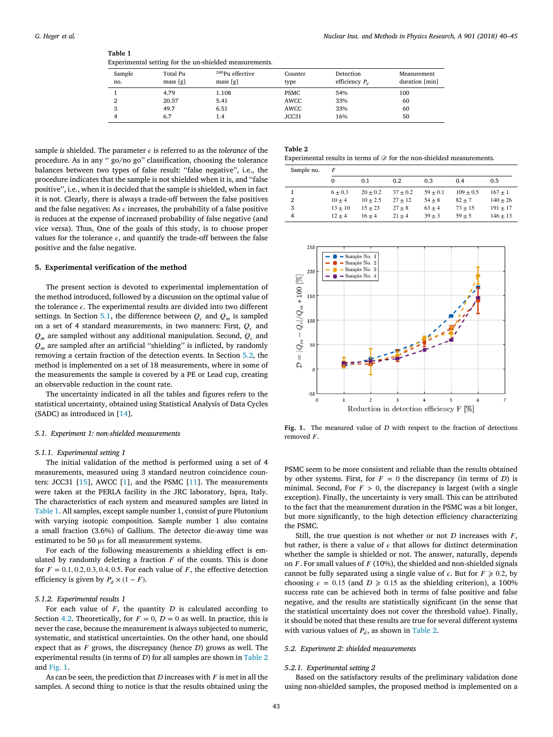**Table 1**
Experimental setting for the un-shielded measurements.

| Sample no. | Total Pu mass [g] | $^{240}$Pu effective mass [g] | Counter type | Detection efficiency $P_d$ | Measurement duration [min] |
|---|---|---|---|---|---|
| 1 | 4.79 | 1.108 | PSMC | 54% | 100 |
| 2 | 20.57 | 5.41 | AWCC | 33% | 60 |
| 3 | 49.7 | 6.51 | AWCC | 33% | 60 |
| 4 | 6.7 | 1.4 | JCC31 | 16% | 50 |

sample *is* shielded. The parameter $\epsilon$ is referred to as the *tolerance* of the procedure. As in any " go/no go" classification, choosing the tolerance balances between two types of false result: "false negative", i.e., the procedure indicates that the sample is not shielded when it is, and "false positive", i.e., when it is decided that the sample is shielded, when in fact it is not. Clearly, there is always a trade-off between the false positives and the false negatives: As $\epsilon$ increases, the probability of a false positive is reduces at the expense of increased probability of false negative (and vice versa). Thus, One of the goals of this study, is to choose proper values for the tolerance $\epsilon$, and quantify the trade-off between the false positive and the false negative.

## 5. Experimental verification of the method

The present section is devoted to experimental implementation of the method introduced, followed by a discussion on the optimal value of the tolerance $\epsilon$. The experimental results are divided into two different settings. In Section 5.1, the difference between $Q_c$ and $Q_m$ is sampled on a set of 4 standard measurements, in two manners: First, $Q_c$ and $Q_m$ are sampled without any additional manipulation. Second, $Q_c$ and $Q_m$ are sampled after an artificial "shielding" is inflicted, by randomly removing a certain fraction of the detection events. In Section 5.2, the method is implemented on a set of 18 measurements, where in some of the measurements the sample is covered by a PE or Lead cup, creating an observable reduction in the count rate.

The uncertainty indicated in all the tables and figures refers to the statistical uncertainty, obtained using Statistical Analysis of Data Cycles (SADC) as introduced in [14].

### *5.1. Experiment 1: non-shielded measurements*

#### *5.1.1. Experimental setting 1*

The initial validation of the method is performed using a set of 4 measurements, measured using 3 standard neutron coincidence counters: JCC31 [15], AWCC [1], and the PSMC [11]. The measurements were taken at the PERLA facility in the JRC laboratory, Ispra, Italy. The characteristics of each system and measured samples are listed in Table 1. All samples, except sample number 1, consist of pure Plutonium with varying isotopic composition. Sample number 1 also contains a small fraction (3.6%) of Gallium. The detector die-away time was estimated to be 50 μs for all measurement systems.

For each of the following measurements a shielding effect is emulated by randomly deleting a fraction $F$ of the counts. This is done for $F = 0.1, 0.2, 0.3, 0.4, 0.5$. For each value of $F$, the effective detection efficiency is given by $P_d \times (1 - F)$.

#### *5.1.2. Experimental results 1*

For each value of $F$, the quantity $\mathcal{D}$ is calculated according to Section 4.2. Theoretically, for $F = 0$, $\mathcal{D} = 0$ as well. In practice, this is never the case, because the measurement is always subjected to numeric, systematic, and statistical uncertainties. On the other hand, one should expect that as $F$ grows, the discrepancy (hence $\mathcal{D}$) grows as well. The experimental results (in terms of $\mathcal{D}$) for all samples are shown in Table 2 and Fig. 1.

As can be seen, the prediction that $\mathcal{D}$ increases with $F$ is met in all the samples. A second thing to notice is that the results obtained using the PSMC seem to be more consistent and reliable than the results obtained by other systems. First, for $F = 0$ the discrepancy (in terms of $\mathcal{D}$) is minimal. Second, For $F > 0$, the discrepancy is largest (with a single exception). Finally, the uncertainty is very small. This can be attributed to the fact that the measurement duration in the PSMC was a bit longer, but more significantly, to the high detection efficiency characterizing the PSMC.

**Table 2**
Experimental results in terms of $\mathcal{D}$ for the non-shielded measurements.

| Sample no. | $F$ | | | | | |
|---|---|---|---|---|---|---|
| | 0 | 0.1 | 0.2 | 0.3 | 0.4 | 0.5 |
| 1 | $6 \pm 0.3$ | $20 \pm 0.2$ | $37 \pm 0.2$ | $59 \pm 0.1$ | $109 \pm 0.5$ | $167 \pm 1$ |
| 2 | $10 \pm 4$ | $10 \pm 2.5$ | $27 \pm 12$ | $54 \pm 8$ | $82 \pm 7$ | $140 \pm 26$ |
| 3 | $13 \pm 10$ | $15 \pm 23$ | $27 \pm 8$ | $63 \pm 4$ | $73 \pm 15$ | $191 \pm 17$ |
| 4 | $12 \pm 4$ | $16 \pm 4$ | $21 \pm 4$ | $39 \pm 3$ | $59 \pm 5$ | $146 \pm 13$ |

**Fig. 1.** The measured value of $\mathcal{D}$ with respect to the fraction of detections removed $F$.

Still, the true question is not whether or not $\mathcal{D}$ increases with $F$, but rather, is there a value of $\epsilon$ that allows for distinct determination whether the sample is shielded or not. The answer, naturally, depends on $F$. For small values of $F$ (10%), the shielded and non-shielded signals cannot be fully separated using a single value of $\epsilon$. But for $F \geqslant 0.2$, by choosing $\epsilon = 0.15$ (and $\mathcal{D} \geqslant 0.15$ as the shielding criterion), a 100% success rate can be achieved both in terms of false positive and false negative, and the results are statistically significant (in the sense that the statistical uncertainty does not cover the threshold value). Finally, it should be noted that these results are true for several different systems with various values of $P_d$, as shown in Table 2.

### *5.2. Experiment 2: shielded measurements*

#### *5.2.1. Experimental setting 2*

Based on the satisfactory results of the preliminary validation done using non-shielded samples, the proposed method is implemented on a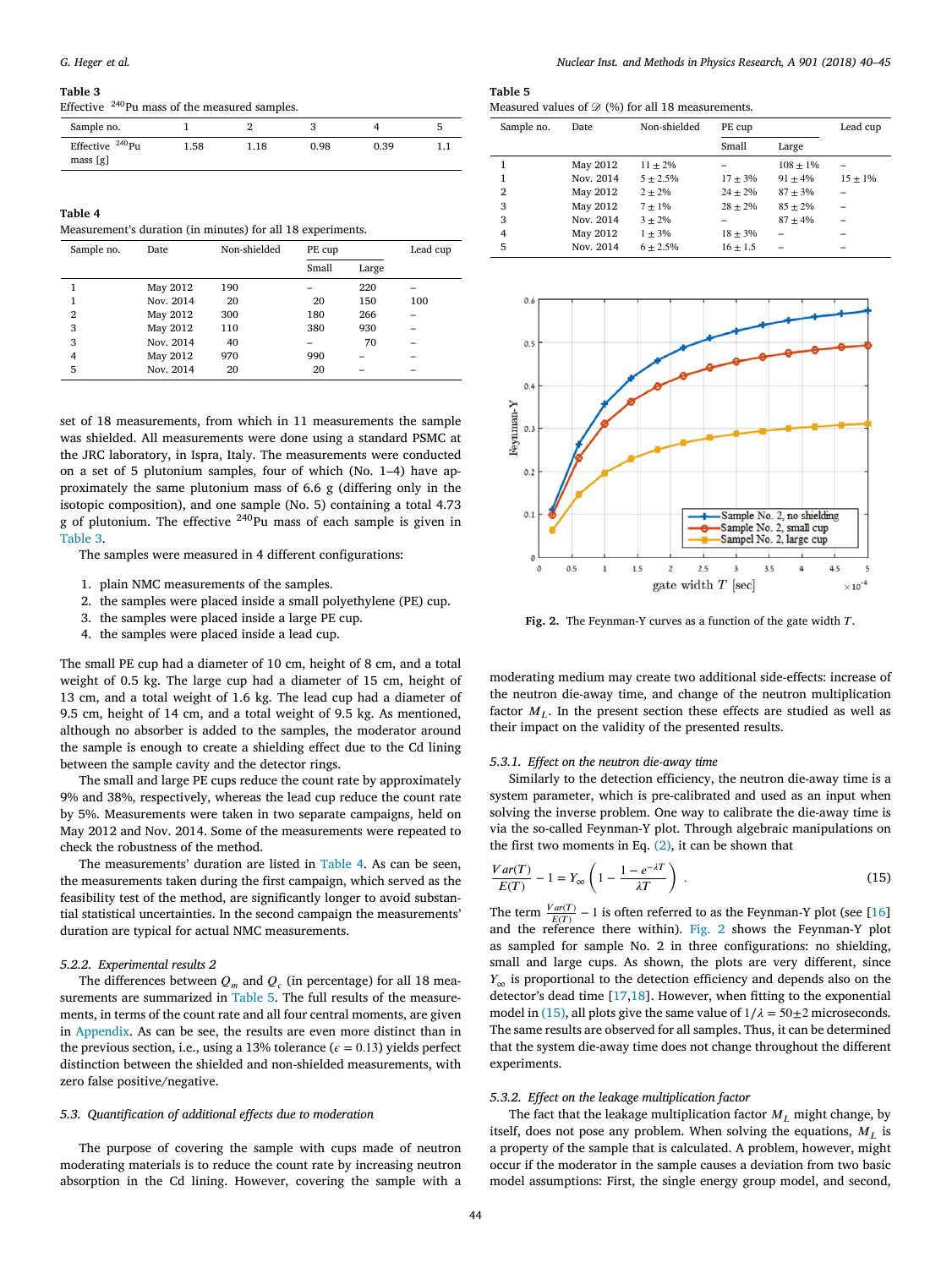**Table 3**
Effective $^{240}$Pu mass of the measured samples.

| Sample no. | 1 | 2 | 3 | 4 | 5 |
|---|---|---|---|---|---|
| Effective $^{240}$Pu mass [g] | 1.58 | 1.18 | 0.98 | 0.39 | 1.1 |

**Table 4**
Measurement's duration (in minutes) for all 18 experiments.

| Sample no. | Date | Non-shielded | PE cup | | Lead cup |
|---|---|---|---|---|---|
| | | | Small | Large | |
| 1 | May 2012 | 190 | – | 220 | – |
| 1 | Nov. 2014 | 20 | 20 | 150 | 100 |
| 2 | May 2012 | 300 | 180 | 266 | – |
| 3 | May 2012 | 110 | 380 | 930 | – |
| 3 | Nov. 2014 | 40 | – | 70 | – |
| 4 | May 2012 | 970 | 990 | – | – |
| 5 | Nov. 2014 | 20 | 20 | – | – |

set of 18 measurements, from which in 11 measurements the sample was shielded. All measurements were done using a standard PSMC at the JRC laboratory, in Ispra, Italy. The measurements were conducted on a set of 5 plutonium samples, four of which (No. 1–4) have approximately the same plutonium mass of 6.6 g (differing only in the isotopic composition), and one sample (No. 5) containing a total 4.73 g of plutonium. The effective $^{240}$Pu mass of each sample is given in Table 3.

The samples were measured in 4 different configurations:

1. plain NMC measurements of the samples.
2. the samples were placed inside a small polyethylene (PE) cup.
3. the samples were placed inside a large PE cup.
4. the samples were placed inside a lead cup.

The small PE cup had a diameter of 10 cm, height of 8 cm, and a total weight of 0.5 kg. The large cup had a diameter of 15 cm, height of 13 cm, and a total weight of 1.6 kg. The lead cup had a diameter of 9.5 cm, height of 14 cm, and a total weight of 9.5 kg. As mentioned, although no absorber is added to the samples, the moderator around the sample is enough to create a shielding effect due to the Cd lining between the sample cavity and the detector rings.

The small and large PE cups reduce the count rate by approximately 9% and 38%, respectively, whereas the lead cup reduce the count rate by 5%. Measurements were taken in two separate campaigns, held on May 2012 and Nov. 2014. Some of the measurements were repeated to check the robustness of the method.

The measurements' duration are listed in Table 4. As can be seen, the measurements taken during the first campaign, which served as the feasibility test of the method, are significantly longer to avoid substantial statistical uncertainties. In the second campaign the measurements' duration are typical for actual NMC measurements.

### 5.2.2. Experimental results 2

The differences between $Q_m$ and $Q_c$ (in percentage) for all 18 measurements are summarized in Table 5. The full results of the measurements, in terms of the count rate and all four central moments, are given in Appendix. As can be seen, the results are even more distinct than in the previous section, i.e., using a 13% tolerance ($\epsilon = 0.13$) yields perfect distinction between the shielded and non-shielded measurements, with zero false positive/negative.

## 5.3. Quantification of additional effects due to moderation

The purpose of covering the sample with cups made of neutron moderating materials is to reduce the count rate by increasing neutron absorption in the Cd lining. However, covering the sample with a moderating medium may create two additional side-effects: increase of the neutron die-away time, and change of the neutron multiplication factor $M_L$. In the present section these effects are studied as well as their impact on the validity of the presented results.

**Table 5**
Measured values of $\mathscr{D}$ (%) for all 18 measurements.

| Sample no. | Date | Non-shielded | PE cup | | Lead cup |
|---|---|---|---|---|---|
| | | | Small | Large | |
| 1 | May 2012 | 11 ± 2% | – | 108 ± 1% | – |
| 1 | Nov. 2014 | 5 ± 2.5% | 17 ± 3% | 91 ± 4% | 15 ± 1% |
| 2 | May 2012 | 2 ± 2% | 24 ± 2% | 87 ± 3% | – |
| 3 | May 2012 | 7 ± 1% | 28 ± 2% | 85 ± 2% | – |
| 3 | Nov. 2014 | 3 ± 2% | – | 87 ± 4% | – |
| 4 | May 2012 | 1 ± 3% | 18 ± 3% | – | – |
| 5 | Nov. 2014 | 6 ± 2.5% | 16 ± 1.5 | – | – |

**Fig. 2.** The Feynman-Y curves as a function of the gate width $T$.

### 5.3.1. Effect on the neutron die-away time

Similarly to the detection efficiency, the neutron die-away time is a system parameter, which is pre-calibrated and used as an input when solving the inverse problem. One way to calibrate the die-away time is via the so-called Feynman-Y plot. Through algebraic manipulations on the first two moments in Eq. (2), it can be shown that

$$\frac{Var(T)}{E(T)} - 1 = Y_\infty \left(1 - \frac{1 - e^{-\lambda T}}{\lambda T}\right). \tag{15}$$

The term $\frac{Var(T)}{E(T)} - 1$ is often referred to as the Feynman-Y plot (see [16] and the reference there within). Fig. 2 shows the Feynman-Y plot as sampled for sample No. 2 in three configurations: no shielding, small and large cups. As shown, the plots are very different, since $Y_\infty$ is proportional to the detection efficiency and depends also on the detector's dead time [17,18]. However, when fitting to the exponential model in (15), all plots give the same value of $1/\lambda = 50\pm2$ microseconds. The same results are observed for all samples. Thus, it can be determined that the system die-away time does not change throughout the different experiments.

### 5.3.2. Effect on the leakage multiplication factor

The fact that the leakage multiplication factor $M_L$ might change, by itself, does not pose any problem. When solving the equations, $M_L$ is a property of the sample that is calculated. A problem, however, might occur if the moderator in the sample causes a deviation from two basic model assumptions: First, the single energy group model, and second,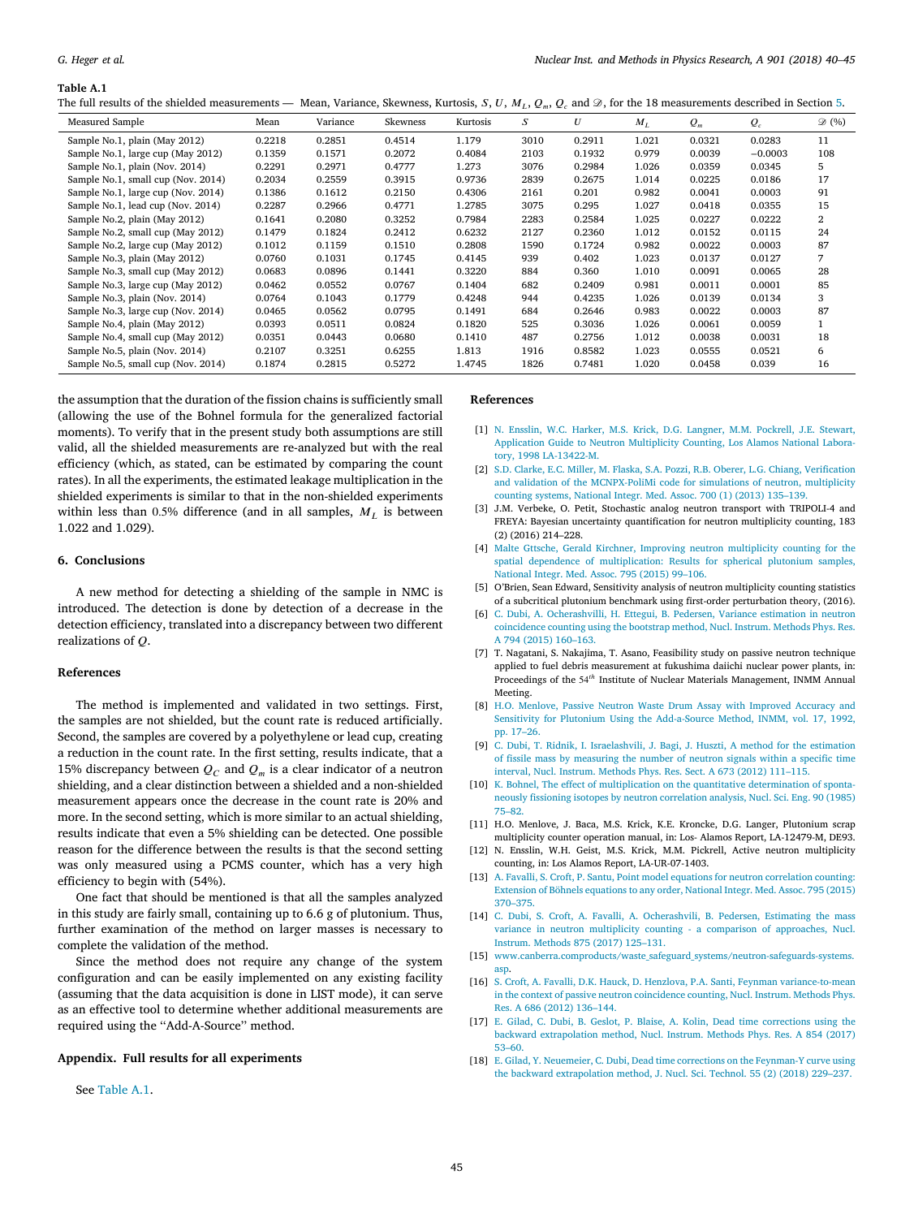**Table A.1**
The full results of the shielded measurements — Mean, Variance, Skewness, Kurtosis, $S$, $U$, $M_L$, $Q_m$, $Q_c$ and $\mathscr{D}$, for the 18 measurements described in Section 5.

| Measured Sample | Mean | Variance | Skewness | Kurtosis | $S$ | $U$ | $M_L$ | $Q_m$ | $Q_c$ | $\mathscr{D}$ (%) |
|---|---|---|---|---|---|---|---|---|---|---|
| Sample No.1, plain (May 2012) | 0.2218 | 0.2851 | 0.4514 | 1.179 | 3010 | 0.2911 | 1.021 | 0.0321 | 0.0283 | 11 |
| Sample No.1, large cup (May 2012) | 0.1359 | 0.1571 | 0.2072 | 0.4084 | 2103 | 0.1932 | 0.979 | 0.0039 | −0.0003 | 108 |
| Sample No.1, plain (Nov. 2014) | 0.2291 | 0.2971 | 0.4777 | 1.273 | 3076 | 0.2984 | 1.026 | 0.0359 | 0.0345 | 5 |
| Sample No.1, small cup (Nov. 2014) | 0.2034 | 0.2559 | 0.3915 | 0.9736 | 2839 | 0.2675 | 1.014 | 0.0225 | 0.0186 | 17 |
| Sample No.1, large cup (Nov. 2014) | 0.1386 | 0.1612 | 0.2150 | 0.4306 | 2161 | 0.201 | 0.982 | 0.0041 | 0.0003 | 91 |
| Sample No.1, lead cup (Nov. 2014) | 0.2287 | 0.2966 | 0.4771 | 1.2785 | 3075 | 0.295 | 1.027 | 0.0418 | 0.0355 | 15 |
| Sample No.2, plain (May 2012) | 0.1641 | 0.2080 | 0.3252 | 0.7984 | 2283 | 0.2584 | 1.025 | 0.0227 | 0.0222 | 2 |
| Sample No.2, small cup (May 2012) | 0.1479 | 0.1824 | 0.2412 | 0.6232 | 2127 | 0.2360 | 1.012 | 0.0152 | 0.0115 | 24 |
| Sample No.2, large cup (May 2012) | 0.1012 | 0.1159 | 0.1510 | 0.2808 | 1590 | 0.1724 | 0.982 | 0.0022 | 0.0003 | 87 |
| Sample No.3, plain (May 2012) | 0.0760 | 0.1031 | 0.1745 | 0.4145 | 939 | 0.402 | 1.023 | 0.0137 | 0.0127 | 7 |
| Sample No.3, small cup (May 2012) | 0.0683 | 0.0896 | 0.1441 | 0.3220 | 884 | 0.360 | 1.010 | 0.0091 | 0.0065 | 28 |
| Sample No.3, large cup (May 2012) | 0.0462 | 0.0552 | 0.0767 | 0.1404 | 682 | 0.2409 | 0.981 | 0.0011 | 0.0001 | 85 |
| Sample No.3, plain (Nov. 2014) | 0.0764 | 0.1043 | 0.1779 | 0.4248 | 944 | 0.4235 | 1.026 | 0.0139 | 0.0134 | 3 |
| Sample No.3, large cup (Nov. 2014) | 0.0465 | 0.0562 | 0.0795 | 0.1491 | 684 | 0.2646 | 0.983 | 0.0022 | 0.0003 | 87 |
| Sample No.4, plain (May 2012) | 0.0393 | 0.0511 | 0.0824 | 0.1820 | 525 | 0.3036 | 1.026 | 0.0061 | 0.0059 | 1 |
| Sample No.4, small cup (May 2012) | 0.0351 | 0.0443 | 0.0680 | 0.1410 | 487 | 0.2756 | 1.012 | 0.0038 | 0.0031 | 18 |
| Sample No.5, plain (Nov. 2014) | 0.2107 | 0.3251 | 0.6255 | 1.813 | 1916 | 0.8582 | 1.023 | 0.0555 | 0.0521 | 6 |
| Sample No.5, small cup (Nov. 2014) | 0.1874 | 0.2815 | 0.5272 | 1.4745 | 1826 | 0.7481 | 1.020 | 0.0458 | 0.039 | 16 |

the assumption that the duration of the fission chains is sufficiently small (allowing the use of the Bohnel formula for the generalized factorial moments). To verify that in the present study both assumptions are still valid, all the shielded measurements are re-analyzed but with the real efficiency (which, as stated, can be estimated by comparing the count rates). In all the experiments, the estimated leakage multiplication in the shielded experiments is similar to that in the non-shielded experiments within less than 0.5% difference (and in all samples, $M_L$ is between 1.022 and 1.029).

## 6. Conclusions

A new method for detecting a shielding of the sample in NMC is introduced. The detection is done by detection of a decrease in the detection efficiency, translated into a discrepancy between two different realizations of $Q$.

## References

The method is implemented and validated in two settings. First, the samples are not shielded, but the count rate is reduced artificially. Second, the samples are covered by a polyethylene or lead cup, creating a reduction in the count rate. In the first setting, results indicate, that a 15% discrepancy between $Q_C$ and $Q_m$ is a clear indicator of a neutron shielding, and a clear distinction between a shielded and a non-shielded measurement appears once the decrease in the count rate is 20% and more. In the second setting, which is more similar to an actual shielding, results indicate that even a 5% shielding can be detected. One possible reason for the difference between the results is that the second setting was only measured using a PCMS counter, which has a very high efficiency to begin with (54%).

One fact that should be mentioned is that all the samples analyzed in this study are fairly small, containing up to 6.6 g of plutonium. Thus, further examination of the method on larger masses is necessary to complete the validation of the method.

Since the method does not require any change of the system configuration and can be easily implemented on any existing facility (assuming that the data acquisition is done in LIST mode), it can serve as an effective tool to determine whether additional measurements are required using the "Add-A-Source" method.

## Appendix. Full results for all experiments

See Table A.1.

## References

[1] N. Ensslin, W.C. Harker, M.S. Krick, D.G. Langner, M.M. Pockrell, J.E. Stewart, Application Guide to Neutron Multiplicity Counting, Los Alamos National Laboratory, 1998 LA-13422-M.

[2] S.D. Clarke, E.C. Miller, M. Flaska, S.A. Pozzi, R.B. Oberer, L.G. Chiang, Verification and validation of the MCNPX-PoliMi code for simulations of neutron, multiplicity counting systems, National Integr. Med. Assoc. 700 (1) (2013) 135–139.

[3] J.M. Verbeke, O. Petit, Stochastic analog neutron transport with TRIPOLI-4 and FREYA: Bayesian uncertainty quantification for neutron multiplicity counting, 183 (2) (2016) 214–228.

[4] Malte Gttsche, Gerald Kirchner, Improving neutron multiplicity counting for the spatial dependence of multiplication: Results for spherical plutonium samples, National Integr. Med. Assoc. 795 (2015) 99–106.

[5] O'Brien, Sean Edward, Sensitivity analysis of neutron multiplicity counting statistics of a subcritical plutonium benchmark using first-order perturbation theory, (2016).

[6] C. Dubi, A. Ocherashvilli, H. Ettegui, B. Pedersen, Variance estimation in neutron coincidence counting using the bootstrap method, Nucl. Instrum. Methods Phys. Res. A 794 (2015) 160–163.

[7] T. Nagatani, S. Nakajima, T. Asano, Feasibility study on passive neutron technique applied to fuel debris measurement at fukushima daiichi nuclear power plants, in: Proceedings of the 54$^{th}$ Institute of Nuclear Materials Management, INMM Annual Meeting.

[8] H.O. Menlove, Passive Neutron Waste Drum Assay with Improved Accuracy and Sensitivity for Plutonium Using the Add-a-Source Method, INMM, vol. 17, 1992, pp. 17–26.

[9] C. Dubi, T. Ridnik, I. Israelashvili, J. Bagi, J. Huszti, A method for the estimation of fissile mass by measuring the number of neutron signals within a specific time interval, Nucl. Instrum. Methods Phys. Res. Sect. A 673 (2012) 111–115.

[10] K. Bohnel, The effect of multiplication on the quantitative determination of spontaneously fissioning isotopes by neutron correlation analysis, Nucl. Sci. Eng. 90 (1985) 75–82.

[11] H.O. Menlove, J. Baca, M.S. Krick, K.E. Kroncke, D.G. Langer, Plutonium scrap multiplicity counter operation manual, in: Los- Alamos Report, LA-12479-M, DE93.

[12] N. Ensslin, W.H. Geist, M.S. Krick, M.M. Pickrell, Active neutron multiplicity counting, in: Los Alamos Report, LA-UR-07-1403.

[13] A. Favalli, S. Croft, P. Santu, Point model equations for neutron correlation counting: Extension of Böhnels equations to any order, National Integr. Med. Assoc. 795 (2015) 370–375.

[14] C. Dubi, S. Croft, A. Favalli, A. Ocherashvili, B. Pedersen, Estimating the mass variance in neutron multiplicity counting - a comparison of approaches, Nucl. Instrum. Methods 875 (2017) 125–131.

[15] www.canberra.comproducts/waste_safeguard_systems/neutron-safeguards-systems.asp.

[16] S. Croft, A. Favalli, D.K. Hauck, D. Henzlova, P.A. Santi, Feynman variance-to-mean in the context of passive neutron coincidence counting, Nucl. Instrum. Methods Phys. Res. A 686 (2012) 136–144.

[17] E. Gilad, C. Dubi, B. Geslot, P. Blaise, A. Kolin, Dead time corrections using the backward extrapolation method, Nucl. Instrum. Methods Phys. Res. A 854 (2017) 53–60.

[18] E. Gilad, Y. Neuemeier, C. Dubi, Dead time corrections on the Feynman-Y curve using the backward extrapolation method, J. Nucl. Sci. Technol. 55 (2) (2018) 229–237.